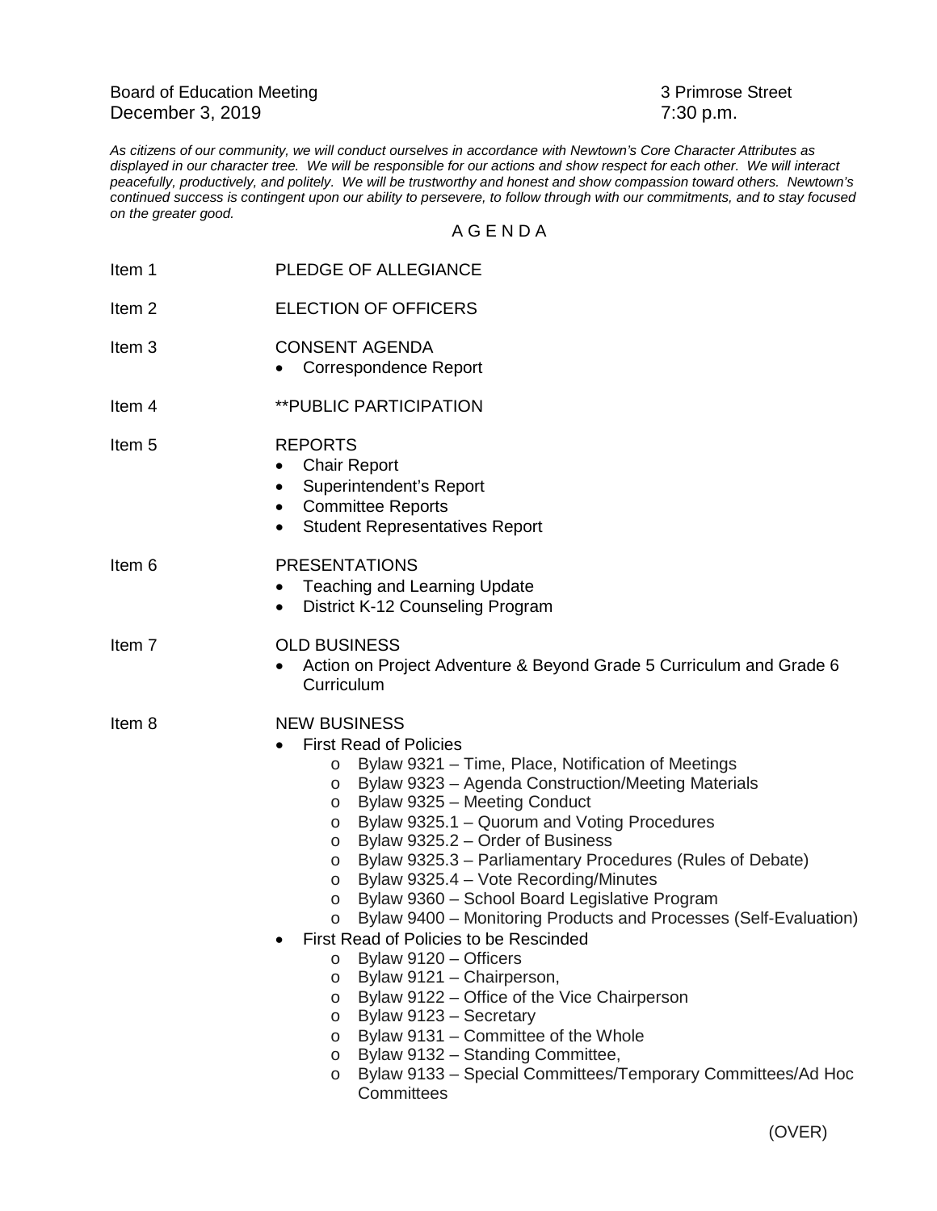Board of Education Meeting  
December 3, 2019

3 Primrose Street  
7:30 p.m.

*As citizens of our community, we will conduct ourselves in accordance with Newtown's Core Character Attributes as displayed in our character tree. We will be responsible for our actions and show respect for each other. We will interact peacefully, productively, and politely. We will be trustworthy and honest and show compassion toward others. Newtown's continued success is contingent upon our ability to persevere, to follow through with our commitments, and to stay focused on the greater good.*

# A G E N D A

Item 1 PLEDGE OF ALLEGIANCE

Item 2 ELECTION OF OFFICERS

Item 3 CONSENT AGENDA
- Correspondence Report

Item 4 **PUBLIC PARTICIPATION

Item 5 REPORTS
- Chair Report
- Superintendent's Report
- Committee Reports
- Student Representatives Report

Item 6 PRESENTATIONS
- Teaching and Learning Update
- District K-12 Counseling Program

Item 7 OLD BUSINESS
- Action on Project Adventure & Beyond Grade 5 Curriculum and Grade 6 Curriculum

Item 8 NEW BUSINESS
- First Read of Policies
  - Bylaw 9321 – Time, Place, Notification of Meetings
  - Bylaw 9323 – Agenda Construction/Meeting Materials
  - Bylaw 9325 – Meeting Conduct
  - Bylaw 9325.1 – Quorum and Voting Procedures
  - Bylaw 9325.2 – Order of Business
  - Bylaw 9325.3 – Parliamentary Procedures (Rules of Debate)
  - Bylaw 9325.4 – Vote Recording/Minutes
  - Bylaw 9360 – School Board Legislative Program
  - Bylaw 9400 – Monitoring Products and Processes (Self-Evaluation)
- First Read of Policies to be Rescinded
  - Bylaw 9120 – Officers
  - Bylaw 9121 – Chairperson,
  - Bylaw 9122 – Office of the Vice Chairperson
  - Bylaw 9123 – Secretary
  - Bylaw 9131 – Committee of the Whole
  - Bylaw 9132 – Standing Committee,
  - Bylaw 9133 – Special Committees/Temporary Committees/Ad Hoc Committees

(OVER)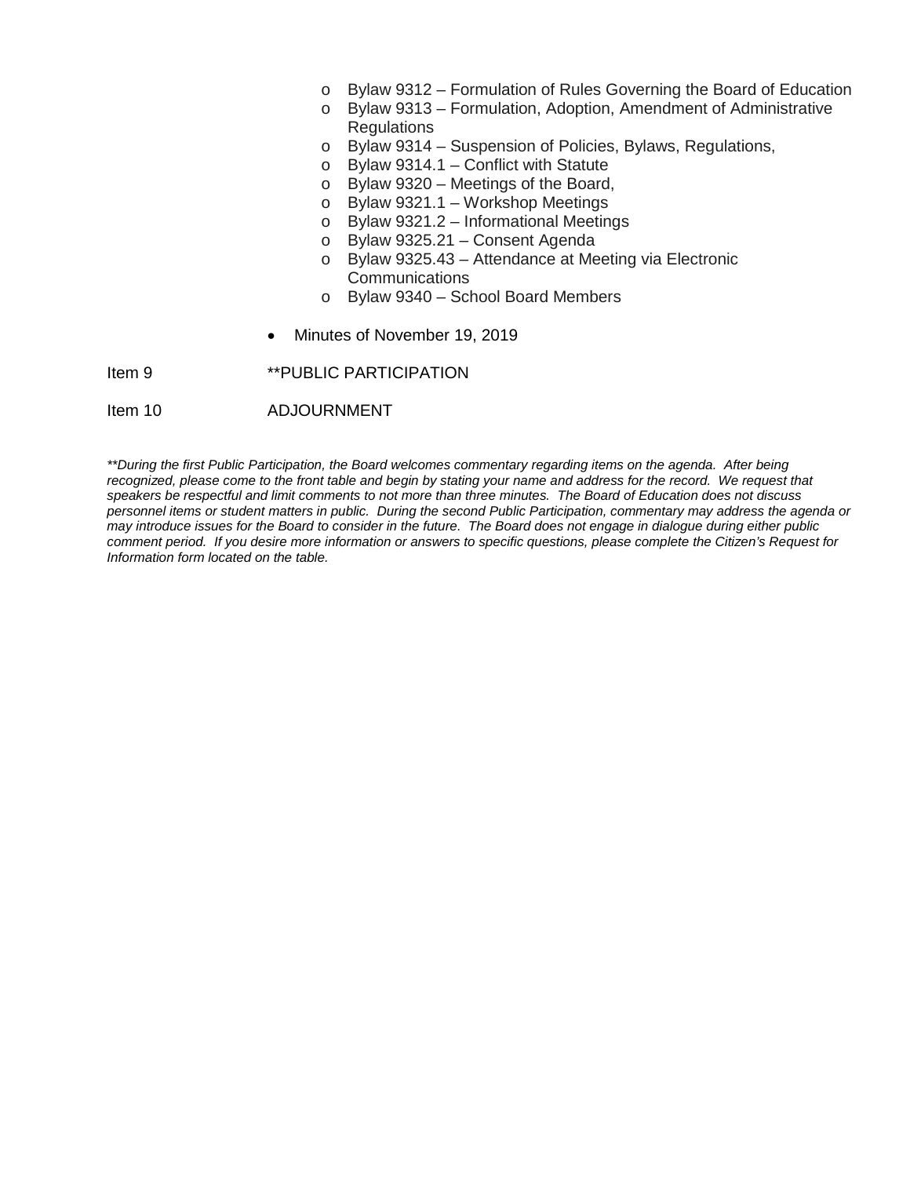- Bylaw 9312 – Formulation of Rules Governing the Board of Education
  - Bylaw 9313 – Formulation, Adoption, Amendment of Administrative Regulations
  - Bylaw 9314 – Suspension of Policies, Bylaws, Regulations,
  - Bylaw 9314.1 – Conflict with Statute
  - Bylaw 9320 – Meetings of the Board,
  - Bylaw 9321.1 – Workshop Meetings
  - Bylaw 9321.2 – Informational Meetings
  - Bylaw 9325.21 – Consent Agenda
  - Bylaw 9325.43 – Attendance at Meeting via Electronic Communications
  - Bylaw 9340 – School Board Members

- Minutes of November 19, 2019

Item 9 **PUBLIC PARTICIPATION

Item 10 ADJOURNMENT

*\*\*During the first Public Participation, the Board welcomes commentary regarding items on the agenda. After being recognized, please come to the front table and begin by stating your name and address for the record. We request that speakers be respectful and limit comments to not more than three minutes. The Board of Education does not discuss personnel items or student matters in public. During the second Public Participation, commentary may address the agenda or may introduce issues for the Board to consider in the future. The Board does not engage in dialogue during either public comment period. If you desire more information or answers to specific questions, please complete the Citizen's Request for Information form located on the table.*